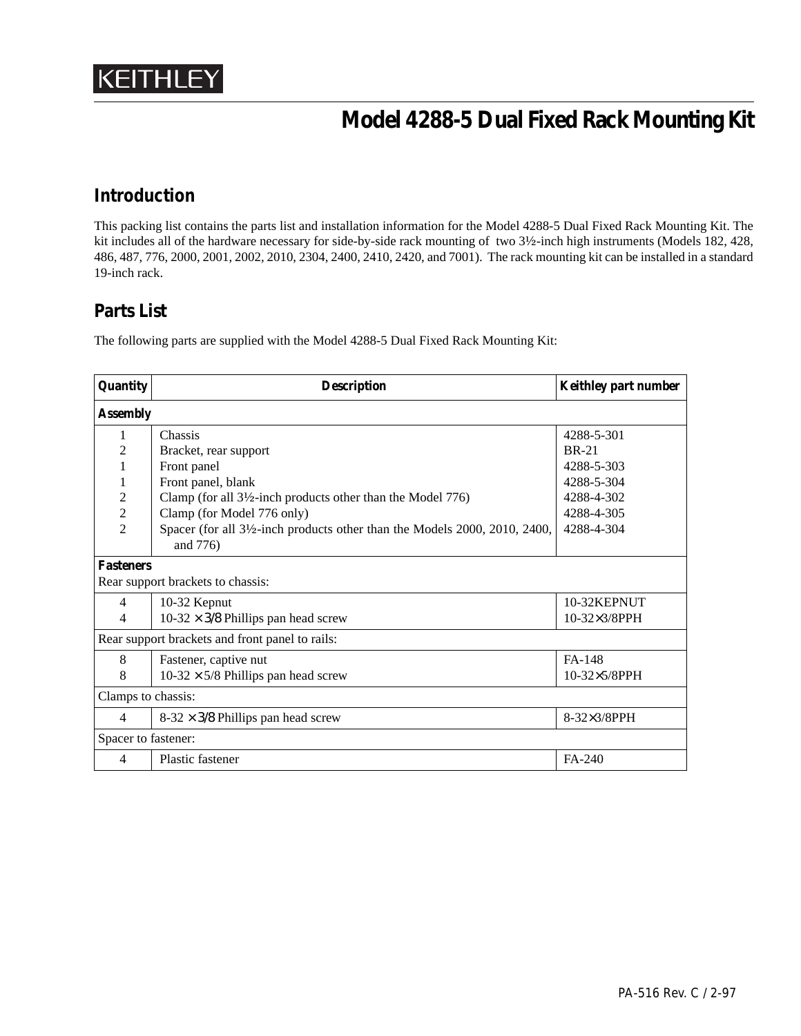KEITHLEY

# Model 4288-5 Dual Fixed Rack Mounting Kit

## Introduction

This packing list contains the parts list and installation information for the Model 4288-5 Dual Fixed Rack Mounting Kit. The kit includes all of the hardware necessary for side-by-side rack mounting of two 3½-inch high instruments (Models 182, 428, 486, 487, 776, 2000, 2001, 2002, 2010, 2304, 2400, 2410, 2420, and 7001). The rack mounting kit can be installed in a standard 19-inch rack.

## Parts List

The following parts are supplied with the Model 4288-5 Dual Fixed Rack Mounting Kit:

| Quantity | Description | Keithley part number |
|---|---|---|
| **Assembly** | | |
| 1 | Chassis | 4288-5-301 |
| 2 | Bracket, rear support | BR-21 |
| 1 | Front panel | 4288-5-303 |
| 1 | Front panel, blank | 4288-5-304 |
| 2 | Clamp (for all 3½-inch products other than the Model 776) | 4288-4-302 |
| 2 | Clamp (for Model 776 only) | 4288-4-305 |
| 2 | Spacer (for all 3½-inch products other than the Models 2000, 2010, 2400, and 776) | 4288-4-304 |
| **Fasteners** | | |
| Rear support brackets to chassis: | | |
| 4 | 10-32 Kepnut | 10-32KEPNUT |
| 4 | 10-32 × 3/8 Phillips pan head screw | 10-32×3/8PPH |
| Rear support brackets and front panel to rails: | | |
| 8 | Fastener, captive nut | FA-148 |
| 8 | 10-32 × 5/8 Phillips pan head screw | 10-32×5/8PPH |
| Clamps to chassis: | | |
| 4 | 8-32 × 3/8 Phillips pan head screw | 8-32×3/8PPH |
| Spacer to fastener: | | |
| 4 | Plastic fastener | FA-240 |

PA-516 Rev. C / 2-97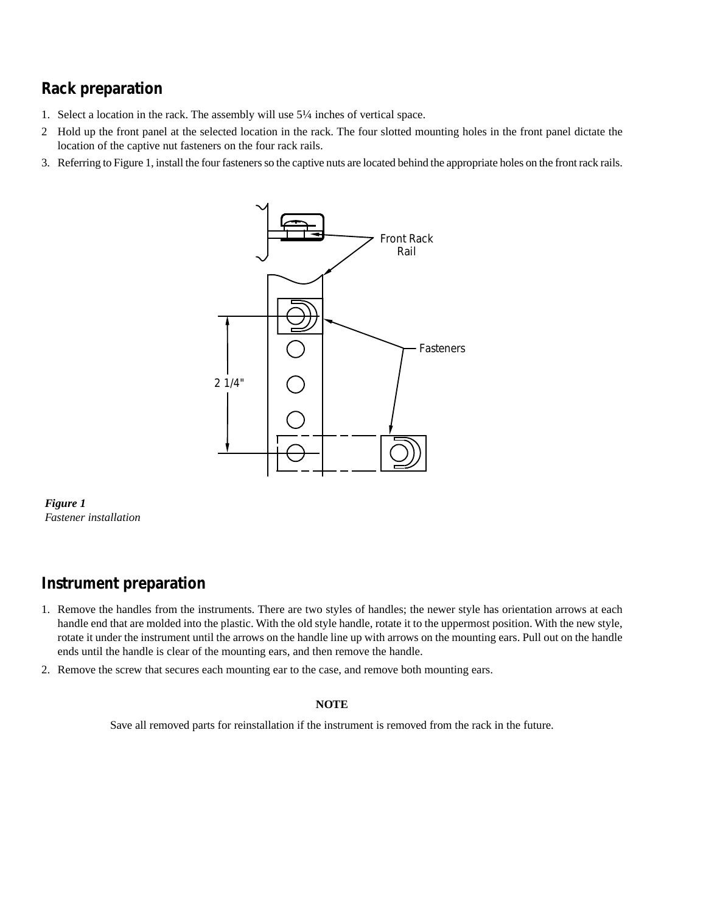## Rack preparation

1. Select a location in the rack. The assembly will use 5¼ inches of vertical space.
2. Hold up the front panel at the selected location in the rack. The four slotted mounting holes in the front panel dictate the location of the captive nut fasteners on the four rack rails.
3. Referring to Figure 1, install the four fasteners so the captive nuts are located behind the appropriate holes on the front rack rails.

*Figure 1*
*Fastener installation*

## Instrument preparation

1. Remove the handles from the instruments. There are two styles of handles; the newer style has orientation arrows at each handle end that are molded into the plastic. With the old style handle, rotate it to the uppermost position. With the new style, rotate it under the instrument until the arrows on the handle line up with arrows on the mounting ears. Pull out on the handle ends until the handle is clear of the mounting ears, and then remove the handle.
2. Remove the screw that secures each mounting ear to the case, and remove both mounting ears.

**NOTE**

Save all removed parts for reinstallation if the instrument is removed from the rack in the future.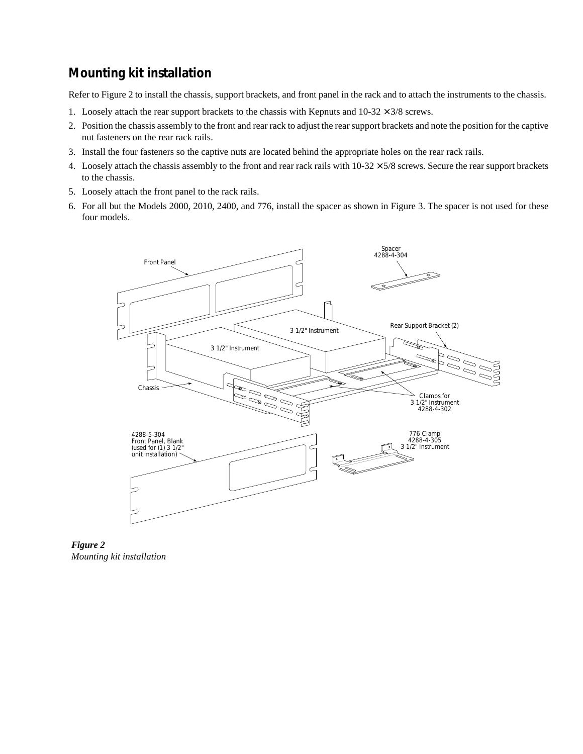## Mounting kit installation

Refer to Figure 2 to install the chassis, support brackets, and front panel in the rack and to attach the instruments to the chassis.

1. Loosely attach the rear support brackets to the chassis with Kepnuts and 10-32 × 3/8 screws.
2. Position the chassis assembly to the front and rear rack to adjust the rear support brackets and note the position for the captive nut fasteners on the rear rack rails.
3. Install the four fasteners so the captive nuts are located behind the appropriate holes on the rear rack rails.
4. Loosely attach the chassis assembly to the front and rear rack rails with 10-32 × 5/8 screws. Secure the rear support brackets to the chassis.
5. Loosely attach the front panel to the rack rails.
6. For all but the Models 2000, 2010, 2400, and 776, install the spacer as shown in Figure 3. The spacer is not used for these four models.

***Figure 2***
*Mounting kit installation*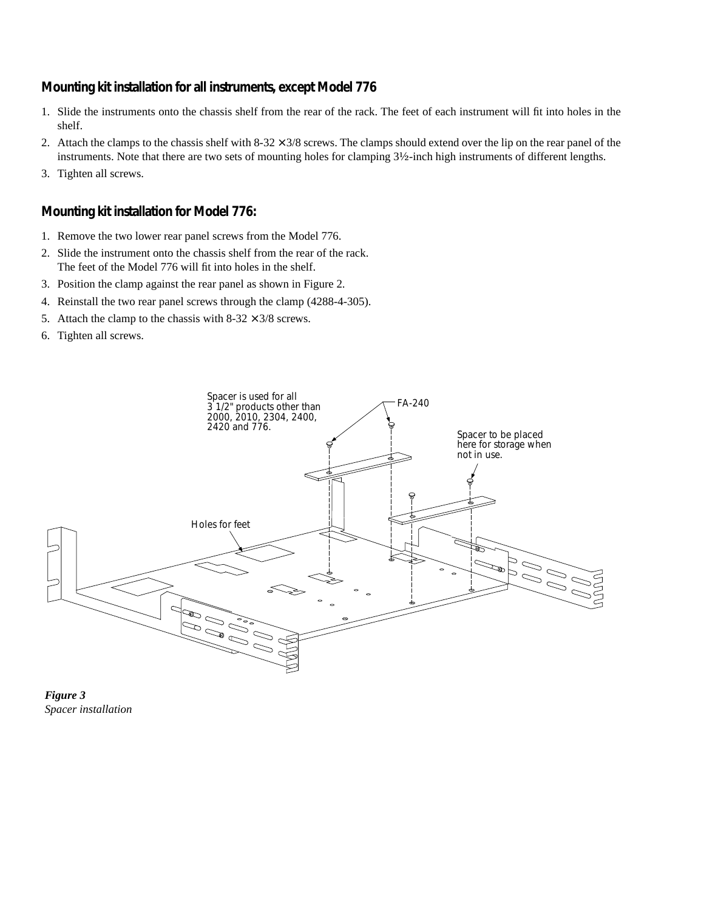### Mounting kit installation for all instruments, except Model 776

1. Slide the instruments onto the chassis shelf from the rear of the rack. The feet of each instrument will fit into holes in the shelf.
2. Attach the clamps to the chassis shelf with 8-32 × 3/8 screws. The clamps should extend over the lip on the rear panel of the instruments. Note that there are two sets of mounting holes for clamping 3½-inch high instruments of different lengths.
3. Tighten all screws.

### Mounting kit installation for Model 776:

1. Remove the two lower rear panel screws from the Model 776.
2. Slide the instrument onto the chassis shelf from the rear of the rack. The feet of the Model 776 will fit into holes in the shelf.
3. Position the clamp against the rear panel as shown in Figure 2.
4. Reinstall the two rear panel screws through the clamp (4288-4-305).
5. Attach the clamp to the chassis with 8-32 × 3/8 screws.
6. Tighten all screws.

Spacer is used for all 3 1/2" products other than 2000, 2010, 2304, 2400, 2420 and 776.

FA-240

Spacer to be placed here for storage when not in use.

Holes for feet

***Figure 3***
*Spacer installation*